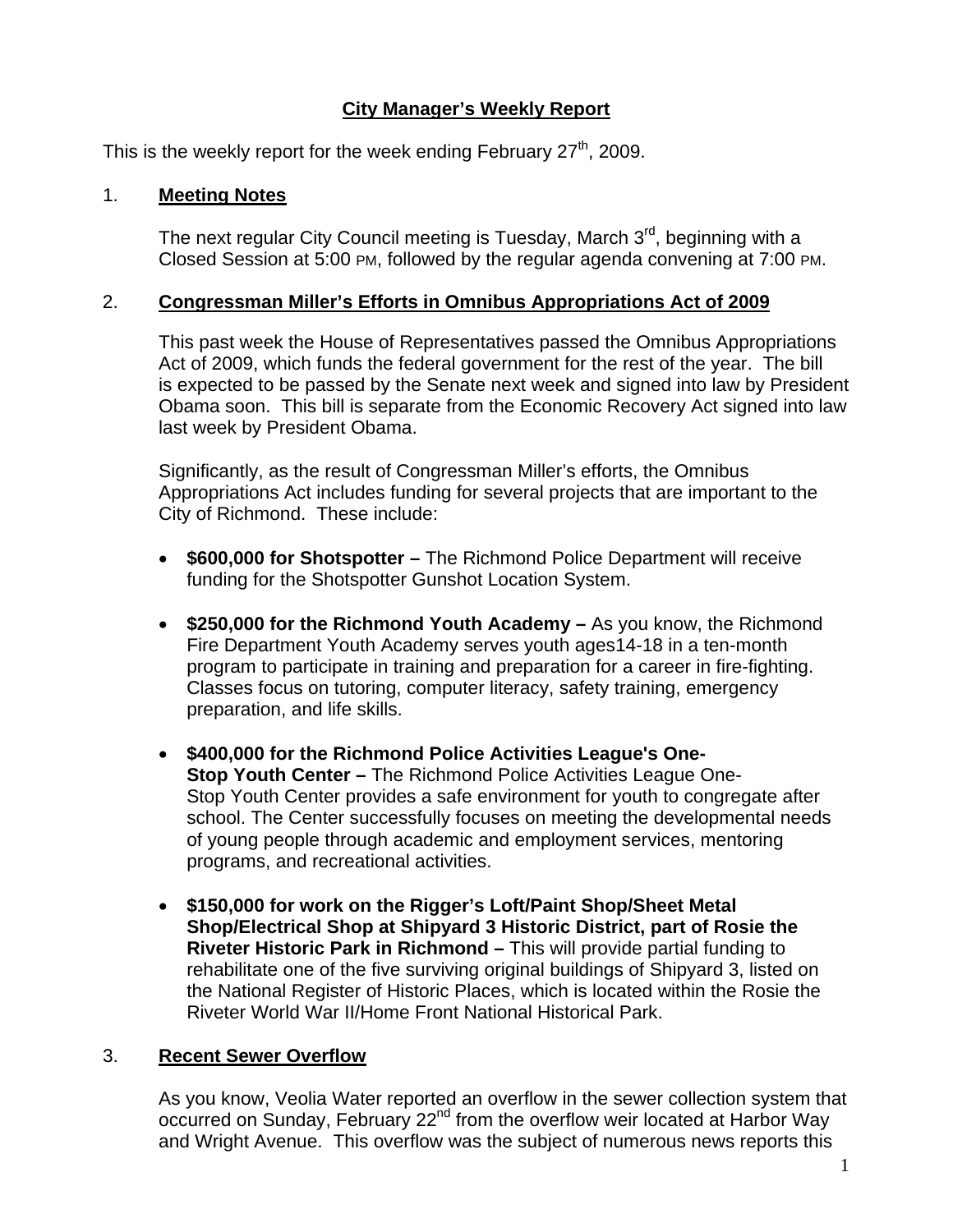# City Manager's Weekly Report

This is the weekly report for the week ending February 27th, 2009.

## 1. Meeting Notes

The next regular City Council meeting is Tuesday, March 3rd, beginning with a Closed Session at 5:00 PM, followed by the regular agenda convening at 7:00 PM.

## 2. Congressman Miller's Efforts in Omnibus Appropriations Act of 2009

This past week the House of Representatives passed the Omnibus Appropriations Act of 2009, which funds the federal government for the rest of the year. The bill is expected to be passed by the Senate next week and signed into law by President Obama soon. This bill is separate from the Economic Recovery Act signed into law last week by President Obama.

Significantly, as the result of Congressman Miller's efforts, the Omnibus Appropriations Act includes funding for several projects that are important to the City of Richmond. These include:

- **$600,000 for Shotspotter –** The Richmond Police Department will receive funding for the Shotspotter Gunshot Location System.
- **$250,000 for the Richmond Youth Academy –** As you know, the Richmond Fire Department Youth Academy serves youth ages14-18 in a ten-month program to participate in training and preparation for a career in fire-fighting. Classes focus on tutoring, computer literacy, safety training, emergency preparation, and life skills.
- **$400,000 for the Richmond Police Activities League's One-Stop Youth Center –** The Richmond Police Activities League One-Stop Youth Center provides a safe environment for youth to congregate after school. The Center successfully focuses on meeting the developmental needs of young people through academic and employment services, mentoring programs, and recreational activities.
- **$150,000 for work on the Rigger's Loft/Paint Shop/Sheet Metal Shop/Electrical Shop at Shipyard 3 Historic District, part of Rosie the Riveter Historic Park in Richmond –** This will provide partial funding to rehabilitate one of the five surviving original buildings of Shipyard 3, listed on the National Register of Historic Places, which is located within the Rosie the Riveter World War II/Home Front National Historical Park.

## 3. Recent Sewer Overflow

As you know, Veolia Water reported an overflow in the sewer collection system that occurred on Sunday, February 22nd from the overflow weir located at Harbor Way and Wright Avenue. This overflow was the subject of numerous news reports this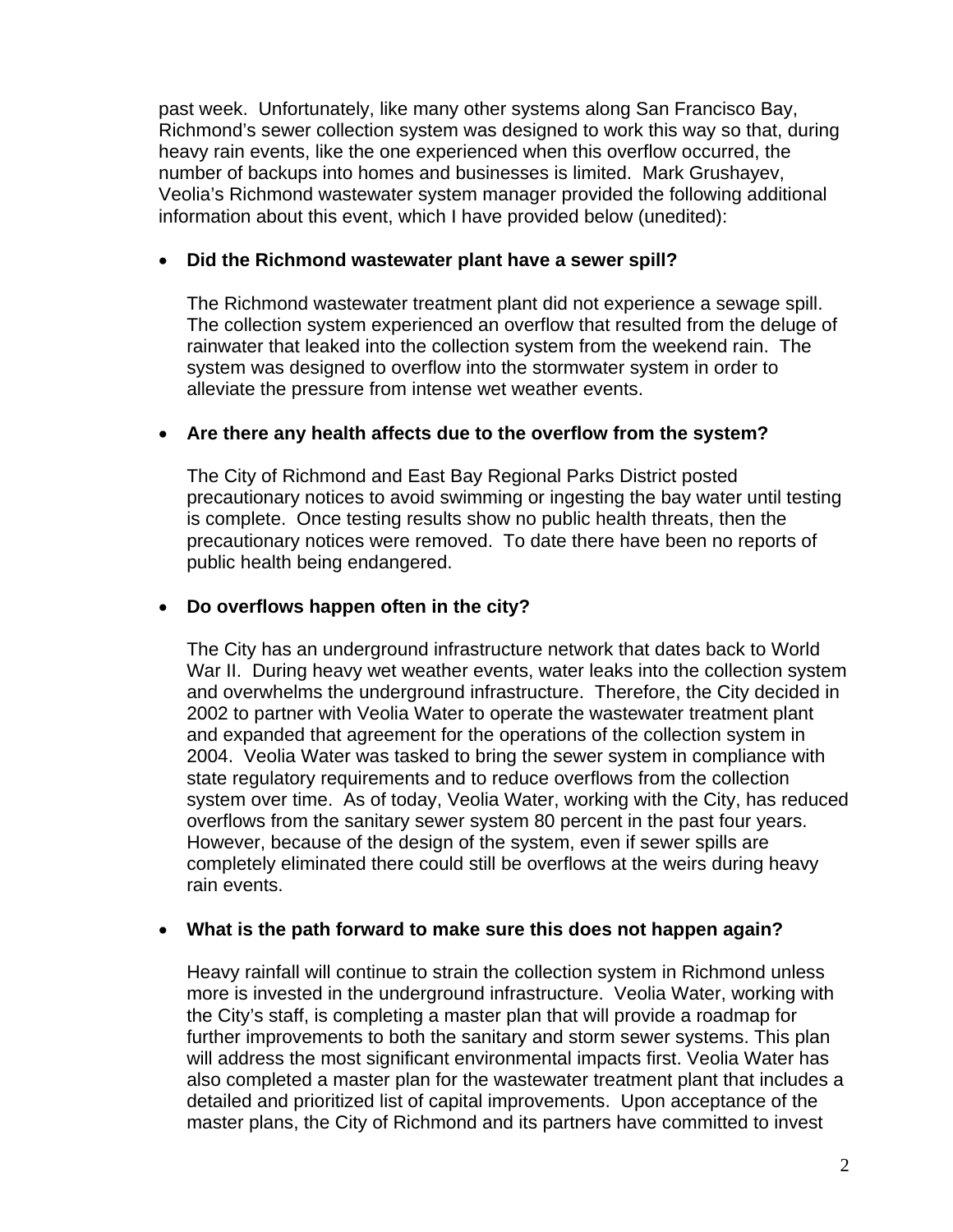past week. Unfortunately, like many other systems along San Francisco Bay, Richmond's sewer collection system was designed to work this way so that, during heavy rain events, like the one experienced when this overflow occurred, the number of backups into homes and businesses is limited. Mark Grushayev, Veolia's Richmond wastewater system manager provided the following additional information about this event, which I have provided below (unedited):

- **Did the Richmond wastewater plant have a sewer spill?**

  The Richmond wastewater treatment plant did not experience a sewage spill. The collection system experienced an overflow that resulted from the deluge of rainwater that leaked into the collection system from the weekend rain. The system was designed to overflow into the stormwater system in order to alleviate the pressure from intense wet weather events.

- **Are there any health affects due to the overflow from the system?**

  The City of Richmond and East Bay Regional Parks District posted precautionary notices to avoid swimming or ingesting the bay water until testing is complete. Once testing results show no public health threats, then the precautionary notices were removed. To date there have been no reports of public health being endangered.

- **Do overflows happen often in the city?**

  The City has an underground infrastructure network that dates back to World War II. During heavy wet weather events, water leaks into the collection system and overwhelms the underground infrastructure. Therefore, the City decided in 2002 to partner with Veolia Water to operate the wastewater treatment plant and expanded that agreement for the operations of the collection system in 2004. Veolia Water was tasked to bring the sewer system in compliance with state regulatory requirements and to reduce overflows from the collection system over time. As of today, Veolia Water, working with the City, has reduced overflows from the sanitary sewer system 80 percent in the past four years. However, because of the design of the system, even if sewer spills are completely eliminated there could still be overflows at the weirs during heavy rain events.

- **What is the path forward to make sure this does not happen again?**

  Heavy rainfall will continue to strain the collection system in Richmond unless more is invested in the underground infrastructure. Veolia Water, working with the City's staff, is completing a master plan that will provide a roadmap for further improvements to both the sanitary and storm sewer systems. This plan will address the most significant environmental impacts first. Veolia Water has also completed a master plan for the wastewater treatment plant that includes a detailed and prioritized list of capital improvements. Upon acceptance of the master plans, the City of Richmond and its partners have committed to invest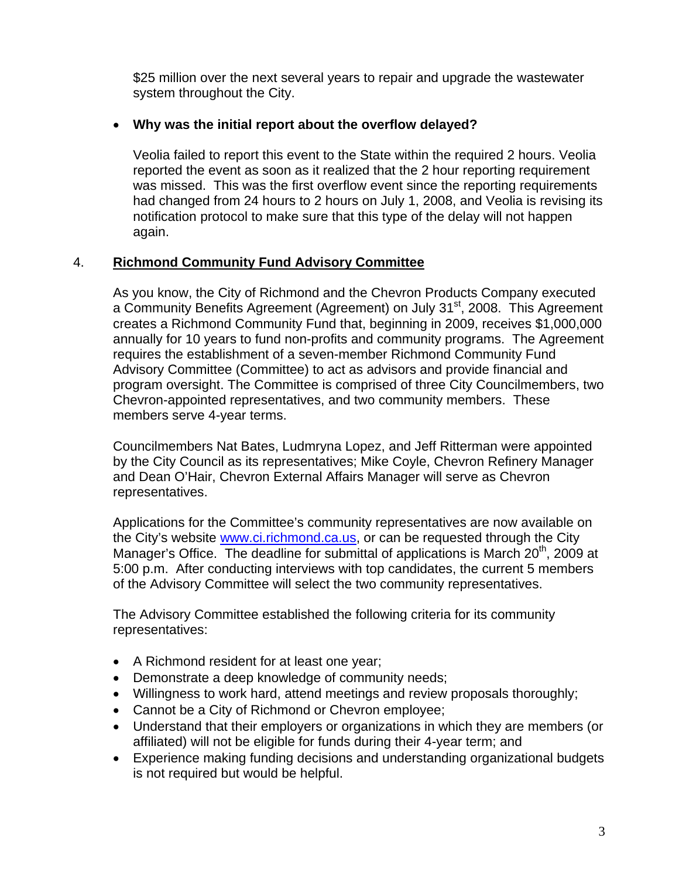$25 million over the next several years to repair and upgrade the wastewater system throughout the City.

- **Why was the initial report about the overflow delayed?**

  Veolia failed to report this event to the State within the required 2 hours. Veolia reported the event as soon as it realized that the 2 hour reporting requirement was missed. This was the first overflow event since the reporting requirements had changed from 24 hours to 2 hours on July 1, 2008, and Veolia is revising its notification protocol to make sure that this type of the delay will not happen again.

4. **Richmond Community Fund Advisory Committee**

As you know, the City of Richmond and the Chevron Products Company executed a Community Benefits Agreement (Agreement) on July 31st, 2008. This Agreement creates a Richmond Community Fund that, beginning in 2009, receives $1,000,000 annually for 10 years to fund non-profits and community programs. The Agreement requires the establishment of a seven-member Richmond Community Fund Advisory Committee (Committee) to act as advisors and provide financial and program oversight. The Committee is comprised of three City Councilmembers, two Chevron-appointed representatives, and two community members. These members serve 4-year terms.

Councilmembers Nat Bates, Ludmryna Lopez, and Jeff Ritterman were appointed by the City Council as its representatives; Mike Coyle, Chevron Refinery Manager and Dean O'Hair, Chevron External Affairs Manager will serve as Chevron representatives.

Applications for the Committee's community representatives are now available on the City's website [www.ci.richmond.ca.us](http://www.ci.richmond.ca.us), or can be requested through the City Manager's Office. The deadline for submittal of applications is March 20th, 2009 at 5:00 p.m. After conducting interviews with top candidates, the current 5 members of the Advisory Committee will select the two community representatives.

The Advisory Committee established the following criteria for its community representatives:

- A Richmond resident for at least one year;
- Demonstrate a deep knowledge of community needs;
- Willingness to work hard, attend meetings and review proposals thoroughly;
- Cannot be a City of Richmond or Chevron employee;
- Understand that their employers or organizations in which they are members (or affiliated) will not be eligible for funds during their 4-year term; and
- Experience making funding decisions and understanding organizational budgets is not required but would be helpful.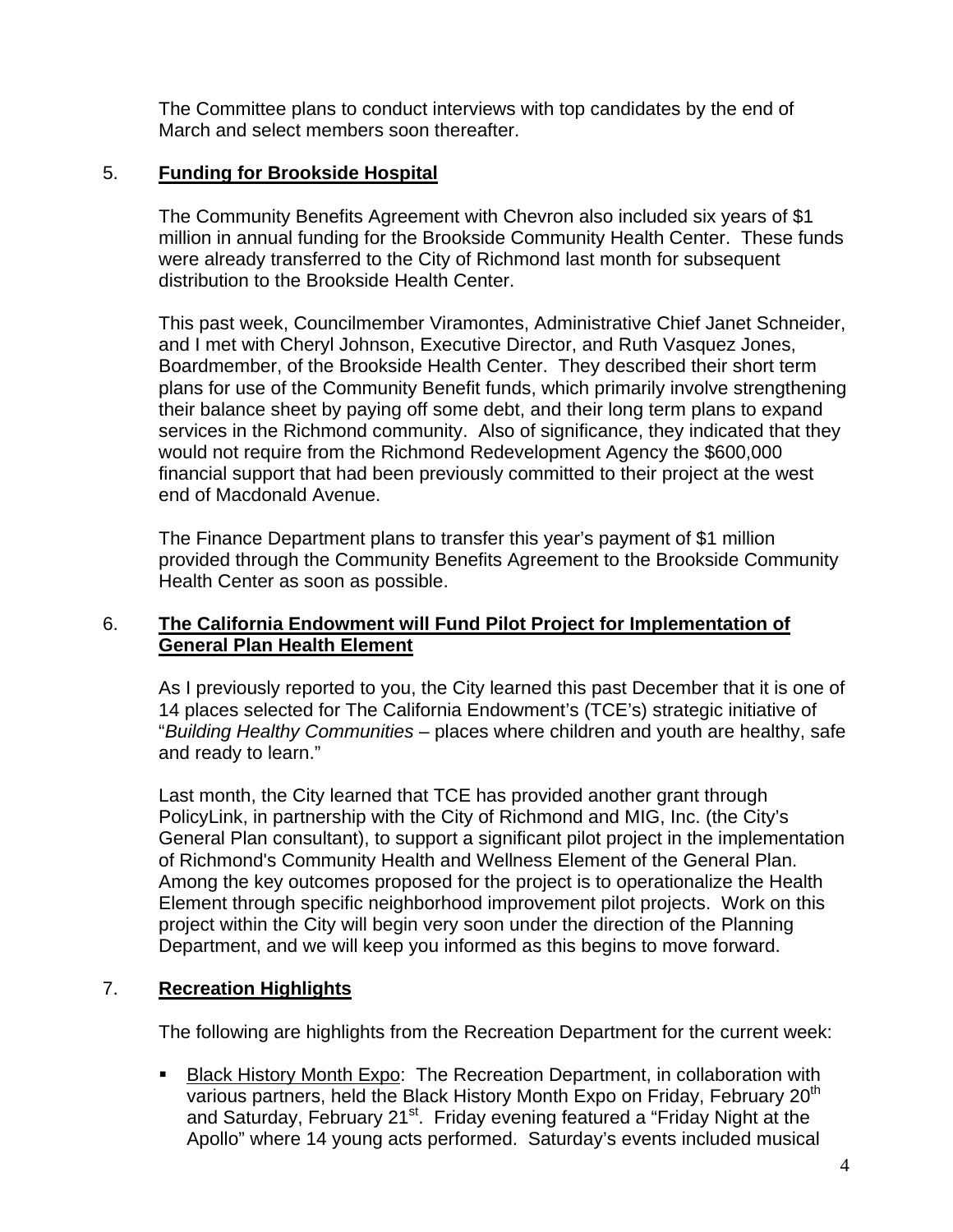The Committee plans to conduct interviews with top candidates by the end of March and select members soon thereafter.

## 5. **Funding for Brookside Hospital**

The Community Benefits Agreement with Chevron also included six years of $1 million in annual funding for the Brookside Community Health Center. These funds were already transferred to the City of Richmond last month for subsequent distribution to the Brookside Health Center.

This past week, Councilmember Viramontes, Administrative Chief Janet Schneider, and I met with Cheryl Johnson, Executive Director, and Ruth Vasquez Jones, Boardmember, of the Brookside Health Center. They described their short term plans for use of the Community Benefit funds, which primarily involve strengthening their balance sheet by paying off some debt, and their long term plans to expand services in the Richmond community. Also of significance, they indicated that they would not require from the Richmond Redevelopment Agency the $600,000 financial support that had been previously committed to their project at the west end of Macdonald Avenue.

The Finance Department plans to transfer this year's payment of $1 million provided through the Community Benefits Agreement to the Brookside Community Health Center as soon as possible.

## 6. **The California Endowment will Fund Pilot Project for Implementation of General Plan Health Element**

As I previously reported to you, the City learned this past December that it is one of 14 places selected for The California Endowment's (TCE's) strategic initiative of "*Building Healthy Communities* – places where children and youth are healthy, safe and ready to learn."

Last month, the City learned that TCE has provided another grant through PolicyLink, in partnership with the City of Richmond and MIG, Inc. (the City's General Plan consultant), to support a significant pilot project in the implementation of Richmond's Community Health and Wellness Element of the General Plan. Among the key outcomes proposed for the project is to operationalize the Health Element through specific neighborhood improvement pilot projects. Work on this project within the City will begin very soon under the direction of the Planning Department, and we will keep you informed as this begins to move forward.

## 7. **Recreation Highlights**

The following are highlights from the Recreation Department for the current week:

- Black History Month Expo: The Recreation Department, in collaboration with various partners, held the Black History Month Expo on Friday, February 20th and Saturday, February 21st. Friday evening featured a "Friday Night at the Apollo" where 14 young acts performed. Saturday's events included musical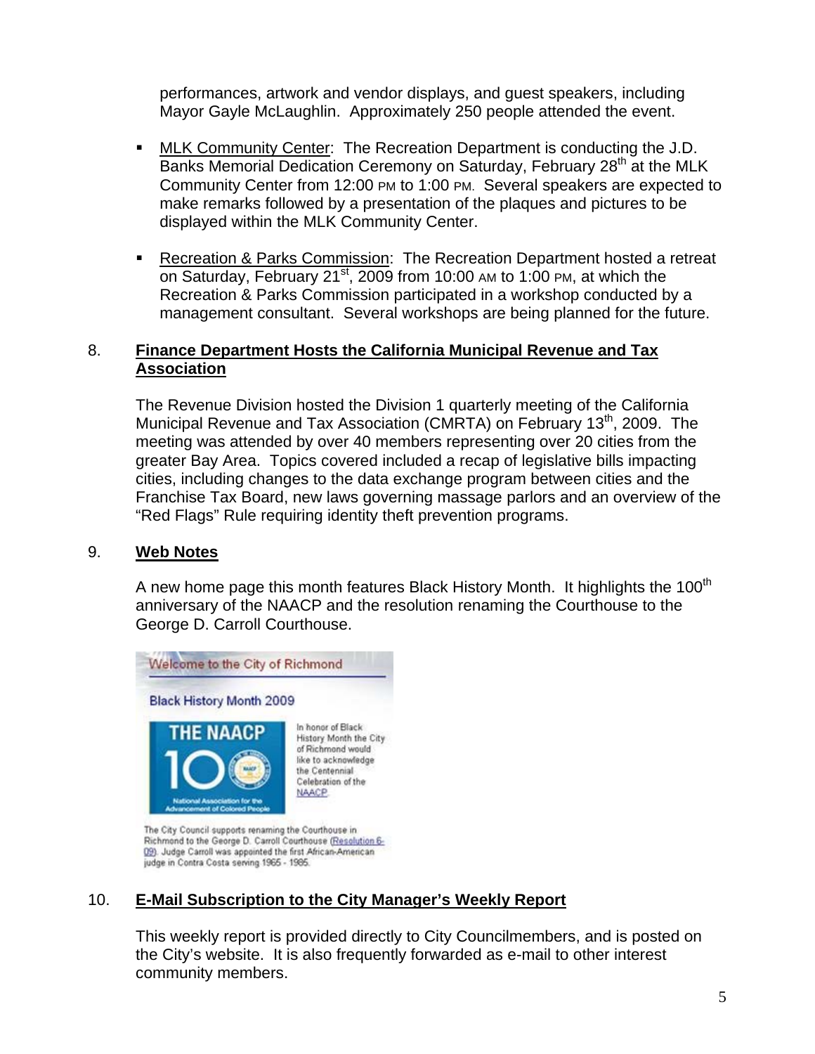performances, artwork and vendor displays, and guest speakers, including Mayor Gayle McLaughlin. Approximately 250 people attended the event.

- MLK Community Center: The Recreation Department is conducting the J.D. Banks Memorial Dedication Ceremony on Saturday, February 28th at the MLK Community Center from 12:00 PM to 1:00 PM. Several speakers are expected to make remarks followed by a presentation of the plaques and pictures to be displayed within the MLK Community Center.

- Recreation & Parks Commission: The Recreation Department hosted a retreat on Saturday, February 21st, 2009 from 10:00 AM to 1:00 PM, at which the Recreation & Parks Commission participated in a workshop conducted by a management consultant. Several workshops are being planned for the future.

## 8. Finance Department Hosts the California Municipal Revenue and Tax Association

The Revenue Division hosted the Division 1 quarterly meeting of the California Municipal Revenue and Tax Association (CMRTA) on February 13th, 2009. The meeting was attended by over 40 members representing over 20 cities from the greater Bay Area. Topics covered included a recap of legislative bills impacting cities, including changes to the data exchange program between cities and the Franchise Tax Board, new laws governing massage parlors and an overview of the "Red Flags" Rule requiring identity theft prevention programs.

## 9. Web Notes

A new home page this month features Black History Month. It highlights the 100th anniversary of the NAACP and the resolution renaming the Courthouse to the George D. Carroll Courthouse.

Welcome to the City of Richmond

Black History Month 2009

THE NAACP 100

National Association for the Advancement of Colored People

In honor of Black History Month the City of Richmond would like to acknowledge the Centennial Celebration of the NAACP.

The City Council supports renaming the Courthouse in Richmond to the George D. Carroll Courthouse (Resolution 6-09). Judge Carroll was appointed the first African-American judge in Contra Costa serving 1965 - 1985.

## 10. E-Mail Subscription to the City Manager's Weekly Report

This weekly report is provided directly to City Councilmembers, and is posted on the City's website. It is also frequently forwarded as e-mail to other interest community members.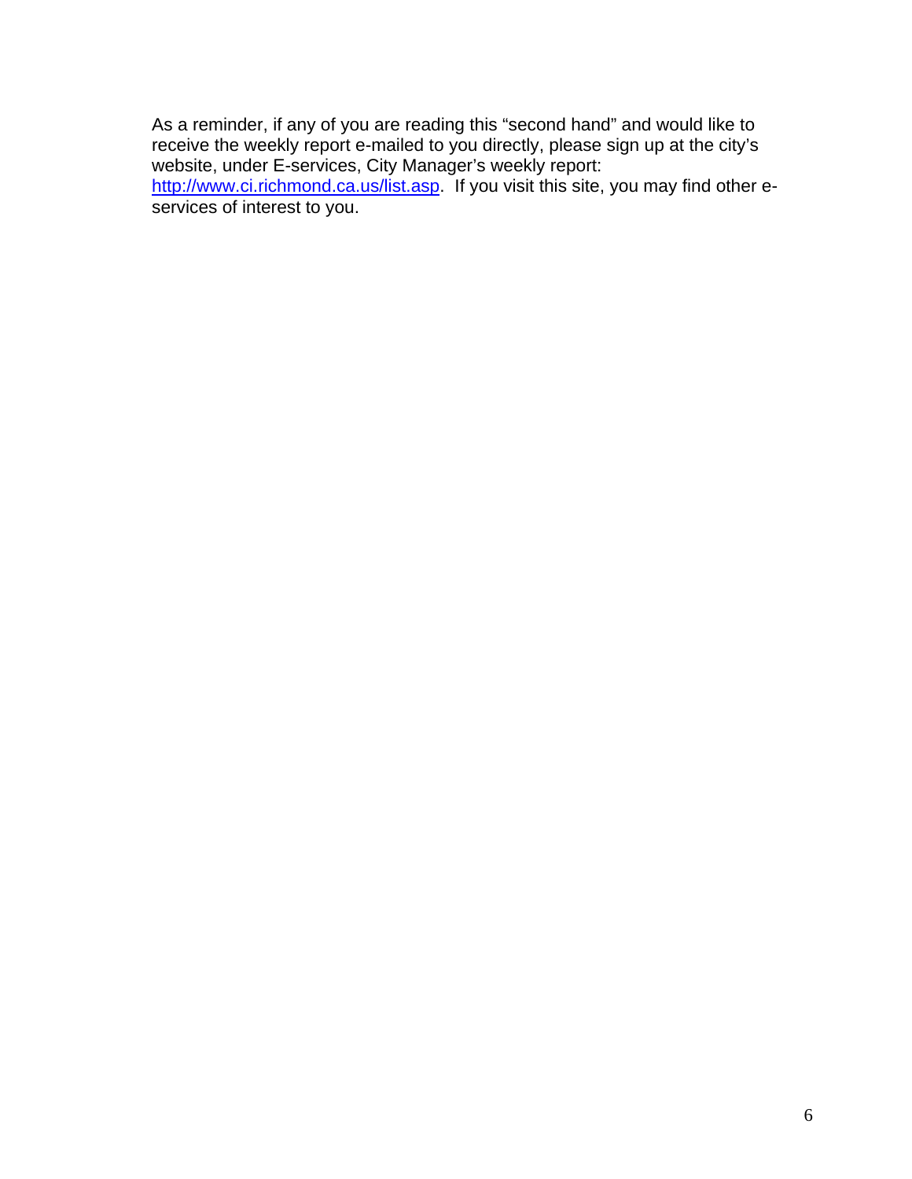As a reminder, if any of you are reading this "second hand" and would like to receive the weekly report e-mailed to you directly, please sign up at the city's website, under E-services, City Manager's weekly report: [http://www.ci.richmond.ca.us/list.asp](http://www.ci.richmond.ca.us/list.asp). If you visit this site, you may find other e-services of interest to you.